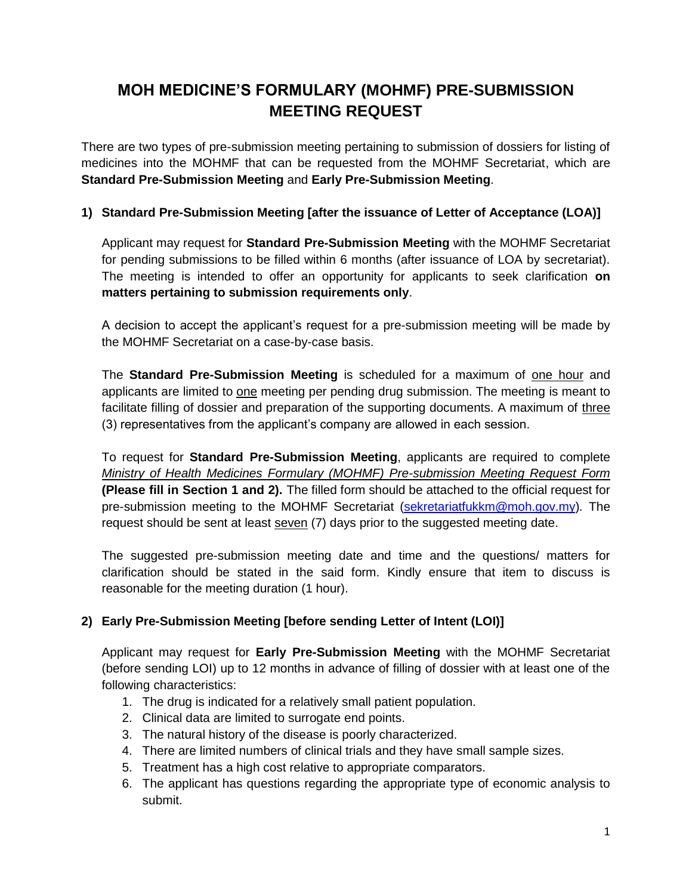# MOH MEDICINE'S FORMULARY (MOHMF) PRE-SUBMISSION MEETING REQUEST

There are two types of pre-submission meeting pertaining to submission of dossiers for listing of medicines into the MOHMF that can be requested from the MOHMF Secretariat, which are **Standard Pre-Submission Meeting** and **Early Pre-Submission Meeting**.

## 1) Standard Pre-Submission Meeting [after the issuance of Letter of Acceptance (LOA)]

Applicant may request for **Standard Pre-Submission Meeting** with the MOHMF Secretariat for pending submissions to be filled within 6 months (after issuance of LOA by secretariat). The meeting is intended to offer an opportunity for applicants to seek clarification **on matters pertaining to submission requirements only**.

A decision to accept the applicant's request for a pre-submission meeting will be made by the MOHMF Secretariat on a case-by-case basis.

The **Standard Pre-Submission Meeting** is scheduled for a maximum of one hour and applicants are limited to one meeting per pending drug submission. The meeting is meant to facilitate filling of dossier and preparation of the supporting documents. A maximum of three (3) representatives from the applicant's company are allowed in each session.

To request for **Standard Pre-Submission Meeting**, applicants are required to complete *Ministry of Health Medicines Formulary (MOHMF) Pre-submission Meeting Request Form* **(Please fill in Section 1 and 2).** The filled form should be attached to the official request for pre-submission meeting to the MOHMF Secretariat (sekretariatfukkm@moh.gov.my). The request should be sent at least seven (7) days prior to the suggested meeting date.

The suggested pre-submission meeting date and time and the questions/ matters for clarification should be stated in the said form. Kindly ensure that item to discuss is reasonable for the meeting duration (1 hour).

## 2) Early Pre-Submission Meeting [before sending Letter of Intent (LOI)]

Applicant may request for **Early Pre-Submission Meeting** with the MOHMF Secretariat (before sending LOI) up to 12 months in advance of filling of dossier with at least one of the following characteristics:

1. The drug is indicated for a relatively small patient population.
2. Clinical data are limited to surrogate end points.
3. The natural history of the disease is poorly characterized.
4. There are limited numbers of clinical trials and they have small sample sizes.
5. Treatment has a high cost relative to appropriate comparators.
6. The applicant has questions regarding the appropriate type of economic analysis to submit.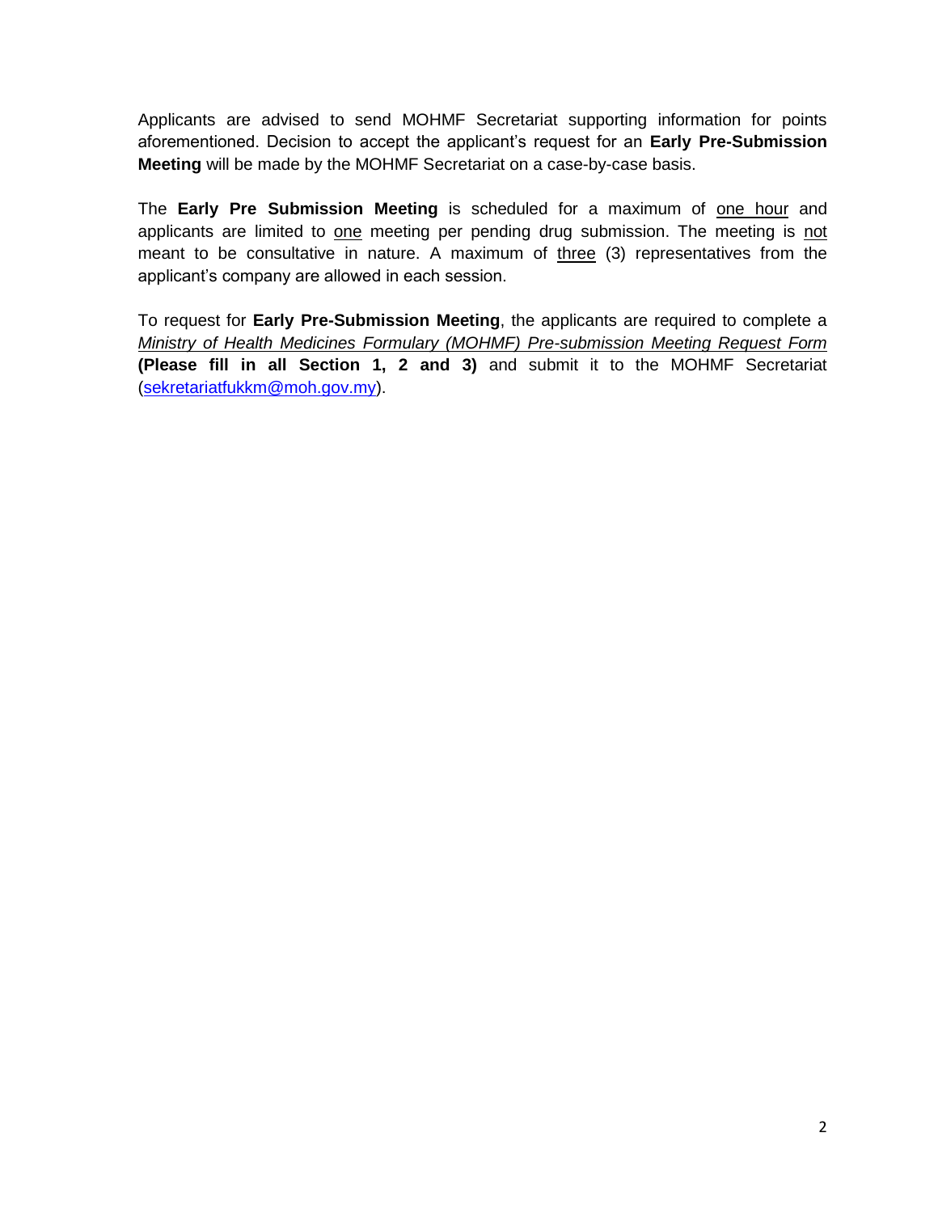Applicants are advised to send MOHMF Secretariat supporting information for points aforementioned. Decision to accept the applicant's request for an **Early Pre-Submission Meeting** will be made by the MOHMF Secretariat on a case-by-case basis.

The **Early Pre Submission Meeting** is scheduled for a maximum of one hour and applicants are limited to one meeting per pending drug submission. The meeting is not meant to be consultative in nature. A maximum of three (3) representatives from the applicant's company are allowed in each session.

To request for **Early Pre-Submission Meeting**, the applicants are required to complete a *Ministry of Health Medicines Formulary (MOHMF) Pre-submission Meeting Request Form* **(Please fill in all Section 1, 2 and 3)** and submit it to the MOHMF Secretariat (sekretariatfukkm@moh.gov.my).